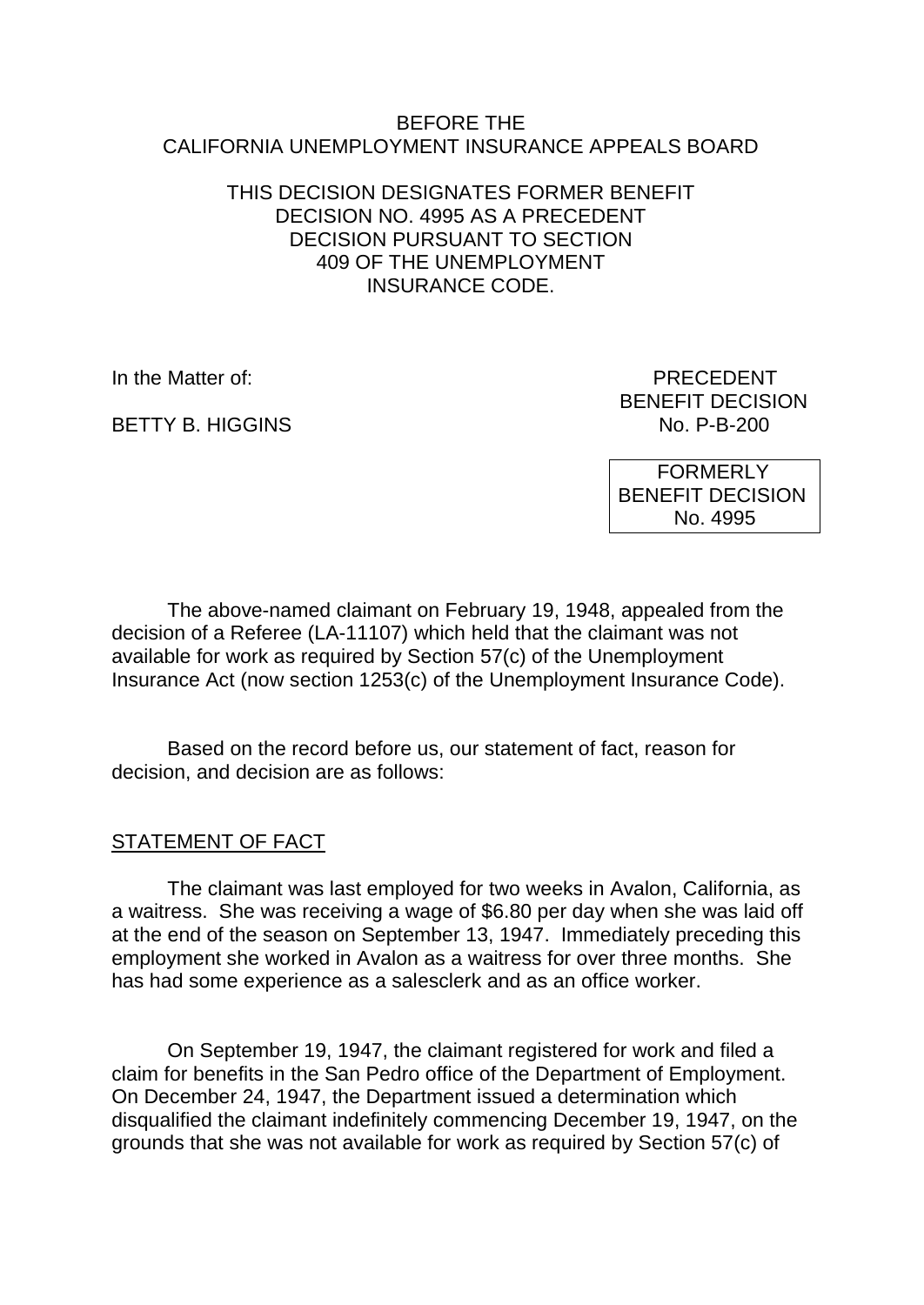BEFORE THE
CALIFORNIA UNEMPLOYMENT INSURANCE APPEALS BOARD

THIS DECISION DESIGNATES FORMER BENEFIT DECISION NO. 4995 AS A PRECEDENT DECISION PURSUANT TO SECTION 409 OF THE UNEMPLOYMENT INSURANCE CODE.

In the Matter of:

BETTY B. HIGGINS

PRECEDENT
BENEFIT DECISION
No. P-B-200

FORMERLY
BENEFIT DECISION
No. 4995

The above-named claimant on February 19, 1948, appealed from the decision of a Referee (LA-11107) which held that the claimant was not available for work as required by Section 57(c) of the Unemployment Insurance Act (now section 1253(c) of the Unemployment Insurance Code).

Based on the record before us, our statement of fact, reason for decision, and decision are as follows:

STATEMENT OF FACT

The claimant was last employed for two weeks in Avalon, California, as a waitress. She was receiving a wage of $6.80 per day when she was laid off at the end of the season on September 13, 1947. Immediately preceding this employment she worked in Avalon as a waitress for over three months. She has had some experience as a salesclerk and as an office worker.

On September 19, 1947, the claimant registered for work and filed a claim for benefits in the San Pedro office of the Department of Employment. On December 24, 1947, the Department issued a determination which disqualified the claimant indefinitely commencing December 19, 1947, on the grounds that she was not available for work as required by Section 57(c) of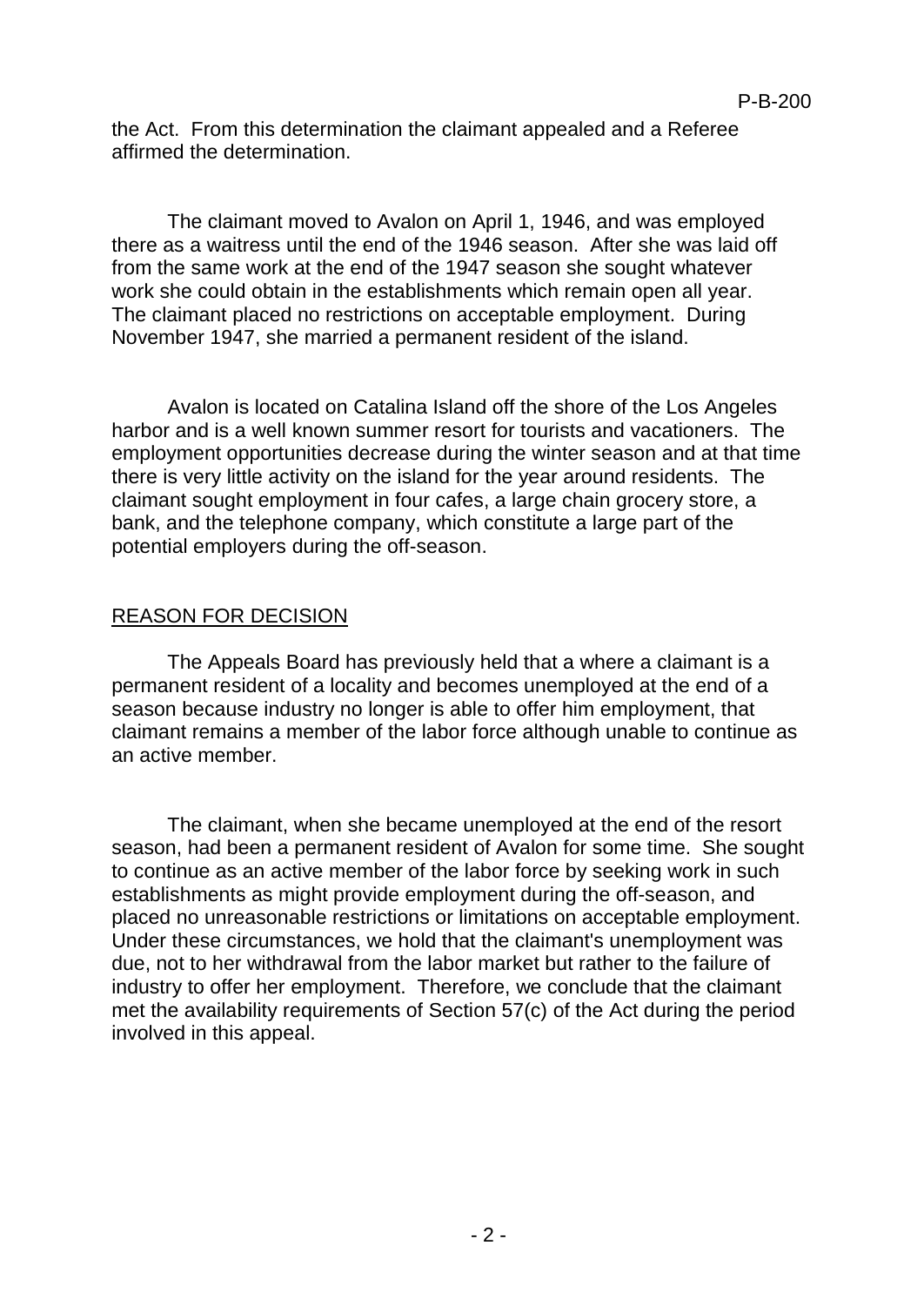the Act. From this determination the claimant appealed and a Referee affirmed the determination.

The claimant moved to Avalon on April 1, 1946, and was employed there as a waitress until the end of the 1946 season. After she was laid off from the same work at the end of the 1947 season she sought whatever work she could obtain in the establishments which remain open all year. The claimant placed no restrictions on acceptable employment. During November 1947, she married a permanent resident of the island.

Avalon is located on Catalina Island off the shore of the Los Angeles harbor and is a well known summer resort for tourists and vacationers. The employment opportunities decrease during the winter season and at that time there is very little activity on the island for the year around residents. The claimant sought employment in four cafes, a large chain grocery store, a bank, and the telephone company, which constitute a large part of the potential employers during the off-season.

## REASON FOR DECISION

The Appeals Board has previously held that a where a claimant is a permanent resident of a locality and becomes unemployed at the end of a season because industry no longer is able to offer him employment, that claimant remains a member of the labor force although unable to continue as an active member.

The claimant, when she became unemployed at the end of the resort season, had been a permanent resident of Avalon for some time. She sought to continue as an active member of the labor force by seeking work in such establishments as might provide employment during the off-season, and placed no unreasonable restrictions or limitations on acceptable employment. Under these circumstances, we hold that the claimant's unemployment was due, not to her withdrawal from the labor market but rather to the failure of industry to offer her employment. Therefore, we conclude that the claimant met the availability requirements of Section 57(c) of the Act during the period involved in this appeal.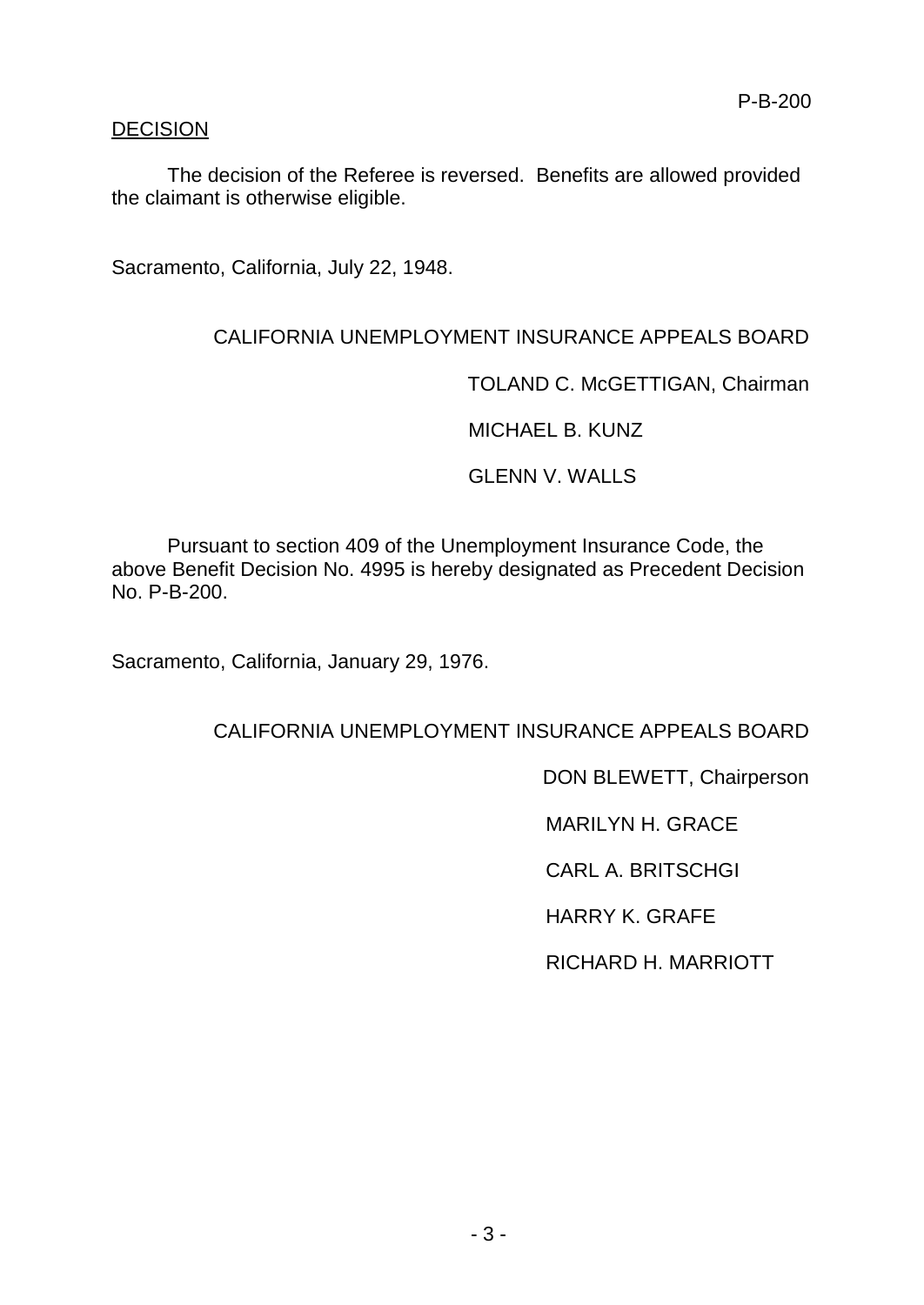## DECISION

The decision of the Referee is reversed. Benefits are allowed provided the claimant is otherwise eligible.

Sacramento, California, July 22, 1948.

CALIFORNIA UNEMPLOYMENT INSURANCE APPEALS BOARD

TOLAND C. McGETTIGAN, Chairman

MICHAEL B. KUNZ

GLENN V. WALLS

Pursuant to section 409 of the Unemployment Insurance Code, the above Benefit Decision No. 4995 is hereby designated as Precedent Decision No. P-B-200.

Sacramento, California, January 29, 1976.

CALIFORNIA UNEMPLOYMENT INSURANCE APPEALS BOARD

DON BLEWETT, Chairperson

MARILYN H. GRACE

CARL A. BRITSCHGI

HARRY K. GRAFE

RICHARD H. MARRIOTT